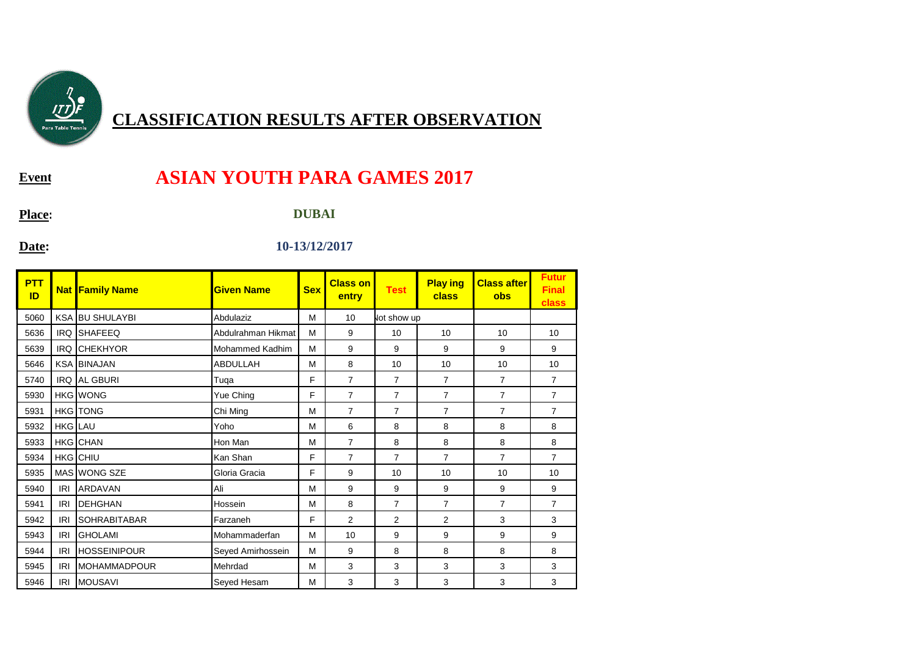# CLASSIFICATION RESULTS AFTER OBSERVATION

**Event** ASIAN YOUTH PARA GAMES 2017

**Place:** DUBAI

**Date:** 10-13/12/2017

| PTT ID | Nat | Family Name | Given Name | Sex | Class on entry | Test | Play ing class | Class after obs | Futur Final class |
|---|---|---|---|---|---|---|---|---|---|
| 5060 | KSA | BU SHULAYBI | Abdulaziz | M | 10 | Not show up | | | |
| 5636 | IRQ | SHAFEEQ | Abdulrahman Hikmat | M | 9 | 10 | 10 | 10 | 10 |
| 5639 | IRQ | CHEKHYOR | Mohammed Kadhim | M | 9 | 9 | 9 | 9 | 9 |
| 5646 | KSA | BINAJAN | ABDULLAH | M | 8 | 10 | 10 | 10 | 10 |
| 5740 | IRQ | AL GBURI | Tuqa | F | 7 | 7 | 7 | 7 | 7 |
| 5930 | HKG | WONG | Yue Ching | F | 7 | 7 | 7 | 7 | 7 |
| 5931 | HKG | TONG | Chi Ming | M | 7 | 7 | 7 | 7 | 7 |
| 5932 | HKG | LAU | Yoho | M | 6 | 8 | 8 | 8 | 8 |
| 5933 | HKG | CHAN | Hon Man | M | 7 | 8 | 8 | 8 | 8 |
| 5934 | HKG | CHIU | Kan Shan | F | 7 | 7 | 7 | 7 | 7 |
| 5935 | MAS | WONG SZE | Gloria Gracia | F | 9 | 10 | 10 | 10 | 10 |
| 5940 | IRI | ARDAVAN | Ali | M | 9 | 9 | 9 | 9 | 9 |
| 5941 | IRI | DEHGHAN | Hossein | M | 8 | 7 | 7 | 7 | 7 |
| 5942 | IRI | SOHRABITABAR | Farzaneh | F | 2 | 2 | 2 | 3 | 3 |
| 5943 | IRI | GHOLAMI | Mohammaderfan | M | 10 | 9 | 9 | 9 | 9 |
| 5944 | IRI | HOSSEINIPOUR | Seyed Amirhossein | M | 9 | 8 | 8 | 8 | 8 |
| 5945 | IRI | MOHAMMADPOUR | Mehrdad | M | 3 | 3 | 3 | 3 | 3 |
| 5946 | IRI | MOUSAVI | Seyed Hesam | M | 3 | 3 | 3 | 3 | 3 |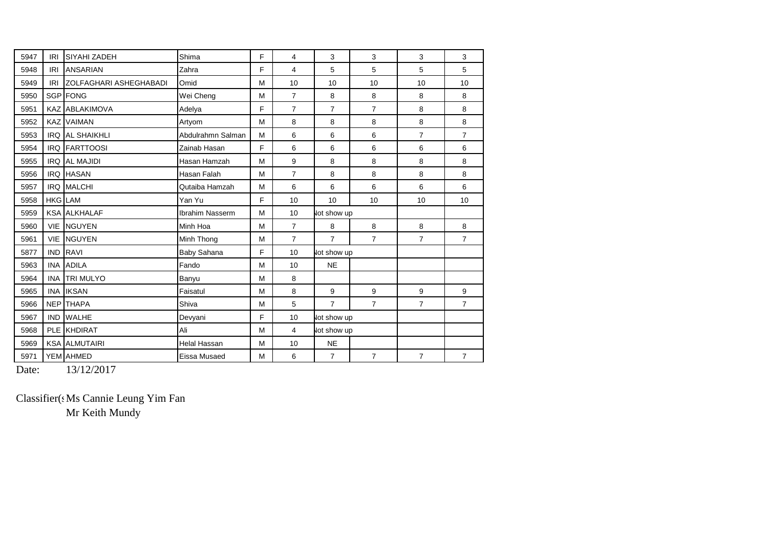| | | | | | | | | | | |
|---|---|---|---|---|---|---|---|---|---|---|
| 5947 | IRI | SIYAHI ZADEH | Shima | F | 4 | 3 | 3 | 3 | 3 |
| 5948 | IRI | ANSARIAN | Zahra | F | 4 | 5 | 5 | 5 | 5 |
| 5949 | IRI | ZOLFAGHARI ASHEGHABADI | Omid | M | 10 | 10 | 10 | 10 | 10 |
| 5950 | SGP | FONG | Wei Cheng | M | 7 | 8 | 8 | 8 | 8 |
| 5951 | KAZ | ABLAKIMOVA | Adelya | F | 7 | 7 | 7 | 8 | 8 |
| 5952 | KAZ | VAIMAN | Artyom | M | 8 | 8 | 8 | 8 | 8 |
| 5953 | IRQ | AL SHAIKHLI | Abdulrahmn Salman | M | 6 | 6 | 6 | 7 | 7 |
| 5954 | IRQ | FARTTOOSI | Zainab Hasan | F | 6 | 6 | 6 | 6 | 6 |
| 5955 | IRQ | AL MAJIDI | Hasan Hamzah | M | 9 | 8 | 8 | 8 | 8 |
| 5956 | IRQ | HASAN | Hasan Falah | M | 7 | 8 | 8 | 8 | 8 |
| 5957 | IRQ | MALCHI | Qutaiba Hamzah | M | 6 | 6 | 6 | 6 | 6 |
| 5958 | HKG | LAM | Yan Yu | F | 10 | 10 | 10 | 10 | 10 |
| 5959 | KSA | ALKHALAF | Ibrahim Nasserm | M | 10 | Not show up | | | |
| 5960 | VIE | NGUYEN | Minh Hoa | M | 7 | 8 | 8 | 8 | 8 |
| 5961 | VIE | NGUYEN | Minh Thong | M | 7 | 7 | 7 | 7 | 7 |
| 5877 | IND | RAVI | Baby Sahana | F | 10 | Not show up | | | |
| 5963 | INA | ADILA | Fando | M | 10 | NE | | | |
| 5964 | INA | TRI MULYO | Banyu | M | 8 | | | | |
| 5965 | INA | IKSAN | Faisatul | M | 8 | 9 | 9 | 9 | 9 |
| 5966 | NEP | THAPA | Shiva | M | 5 | 7 | 7 | 7 | 7 |
| 5967 | IND | WALHE | Devyani | F | 10 | Not show up | | | |
| 5968 | PLE | KHDIRAT | Ali | M | 4 | Not show up | | | |
| 5969 | KSA | ALMUTAIRI | Helal Hassan | M | 10 | NE | | | |
| 5971 | YEM | AHMED | Eissa Musaed | M | 6 | 7 | 7 | 7 | 7 |

Date: 13/12/2017

Classifier(s) Ms Cannie Leung Yim Fan
Mr Keith Mundy